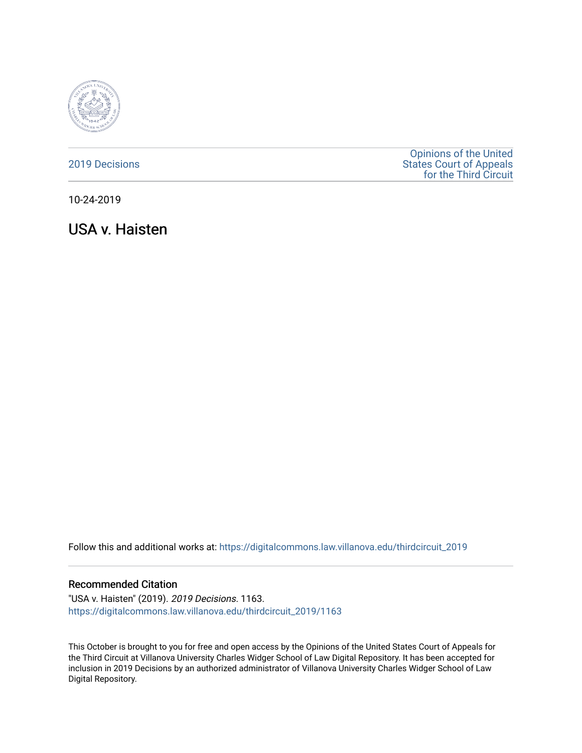2019 Decisions

Opinions of the United States Court of Appeals for the Third Circuit

10-24-2019

# USA v. Haisten

Follow this and additional works at: https://digitalcommons.law.villanova.edu/thirdcircuit_2019

### Recommended Citation

"USA v. Haisten" (2019). *2019 Decisions*. 1163.
https://digitalcommons.law.villanova.edu/thirdcircuit_2019/1163

This October is brought to you for free and open access by the Opinions of the United States Court of Appeals for the Third Circuit at Villanova University Charles Widger School of Law Digital Repository. It has been accepted for inclusion in 2019 Decisions by an authorized administrator of Villanova University Charles Widger School of Law Digital Repository.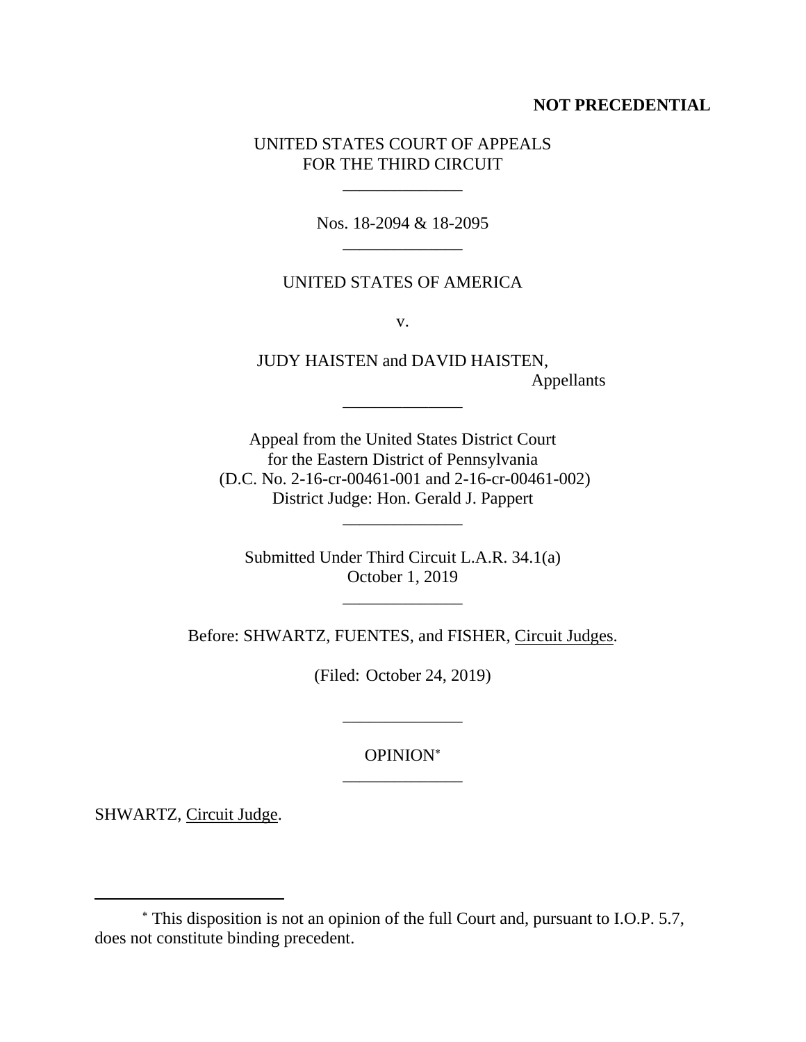**NOT PRECEDENTIAL**

UNITED STATES COURT OF APPEALS
FOR THE THIRD CIRCUIT

______________

Nos. 18-2094 & 18-2095

______________

UNITED STATES OF AMERICA

v.

JUDY HAISTEN and DAVID HAISTEN,
Appellants

______________

Appeal from the United States District Court
for the Eastern District of Pennsylvania
(D.C. No. 2-16-cr-00461-001 and 2-16-cr-00461-002)
District Judge: Hon. Gerald J. Pappert

______________

Submitted Under Third Circuit L.A.R. 34.1(a)
October 1, 2019

______________

Before: SHWARTZ, FUENTES, and FISHER, Circuit Judges.

(Filed: October 24, 2019)

______________

OPINION[*]

______________

SHWARTZ, Circuit Judge.

[*] This disposition is not an opinion of the full Court and, pursuant to I.O.P. 5.7, does not constitute binding precedent.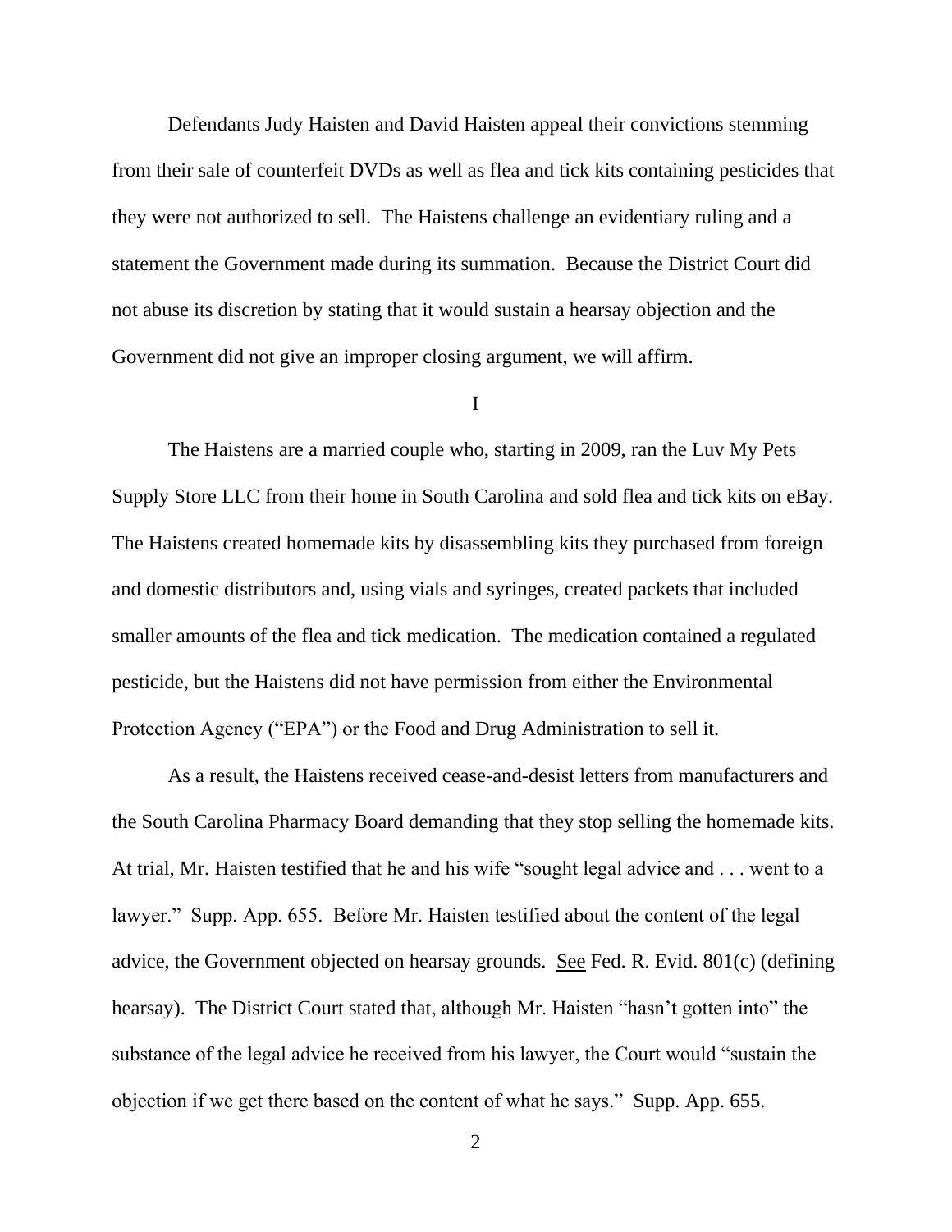Defendants Judy Haisten and David Haisten appeal their convictions stemming from their sale of counterfeit DVDs as well as flea and tick kits containing pesticides that they were not authorized to sell. The Haistens challenge an evidentiary ruling and a statement the Government made during its summation. Because the District Court did not abuse its discretion by stating that it would sustain a hearsay objection and the Government did not give an improper closing argument, we will affirm.

I

The Haistens are a married couple who, starting in 2009, ran the Luv My Pets Supply Store LLC from their home in South Carolina and sold flea and tick kits on eBay. The Haistens created homemade kits by disassembling kits they purchased from foreign and domestic distributors and, using vials and syringes, created packets that included smaller amounts of the flea and tick medication. The medication contained a regulated pesticide, but the Haistens did not have permission from either the Environmental Protection Agency ("EPA") or the Food and Drug Administration to sell it.

As a result, the Haistens received cease-and-desist letters from manufacturers and the South Carolina Pharmacy Board demanding that they stop selling the homemade kits. At trial, Mr. Haisten testified that he and his wife "sought legal advice and . . . went to a lawyer." Supp. App. 655. Before Mr. Haisten testified about the content of the legal advice, the Government objected on hearsay grounds. See Fed. R. Evid. 801(c) (defining hearsay). The District Court stated that, although Mr. Haisten "hasn't gotten into" the substance of the legal advice he received from his lawyer, the Court would "sustain the objection if we get there based on the content of what he says." Supp. App. 655.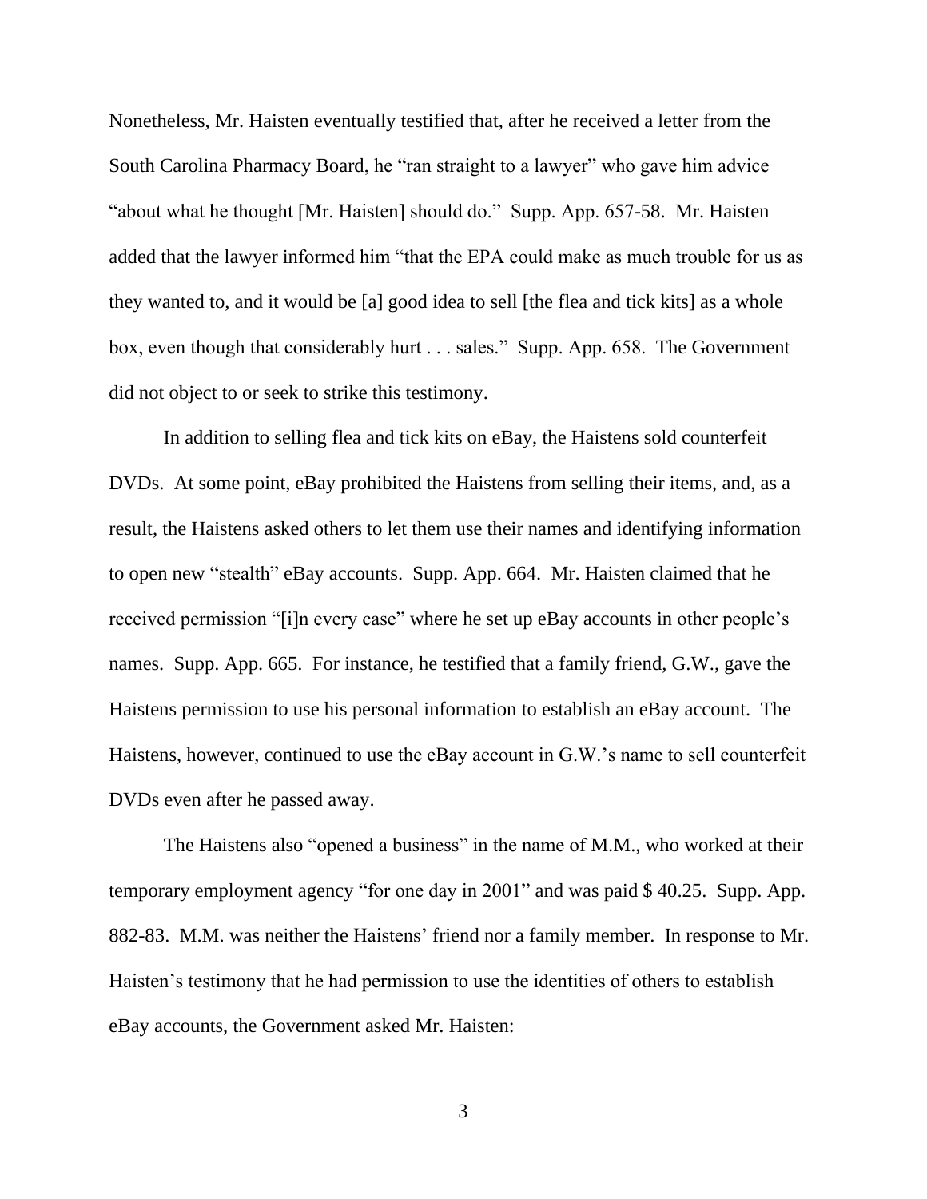Nonetheless, Mr. Haisten eventually testified that, after he received a letter from the South Carolina Pharmacy Board, he "ran straight to a lawyer" who gave him advice "about what he thought [Mr. Haisten] should do." Supp. App. 657-58. Mr. Haisten added that the lawyer informed him "that the EPA could make as much trouble for us as they wanted to, and it would be [a] good idea to sell [the flea and tick kits] as a whole box, even though that considerably hurt . . . sales." Supp. App. 658. The Government did not object to or seek to strike this testimony.

In addition to selling flea and tick kits on eBay, the Haistens sold counterfeit DVDs. At some point, eBay prohibited the Haistens from selling their items, and, as a result, the Haistens asked others to let them use their names and identifying information to open new "stealth" eBay accounts. Supp. App. 664. Mr. Haisten claimed that he received permission "[i]n every case" where he set up eBay accounts in other people's names. Supp. App. 665. For instance, he testified that a family friend, G.W., gave the Haistens permission to use his personal information to establish an eBay account. The Haistens, however, continued to use the eBay account in G.W.'s name to sell counterfeit DVDs even after he passed away.

The Haistens also "opened a business" in the name of M.M., who worked at their temporary employment agency "for one day in 2001" and was paid $ 40.25. Supp. App. 882-83. M.M. was neither the Haistens' friend nor a family member. In response to Mr. Haisten's testimony that he had permission to use the identities of others to establish eBay accounts, the Government asked Mr. Haisten: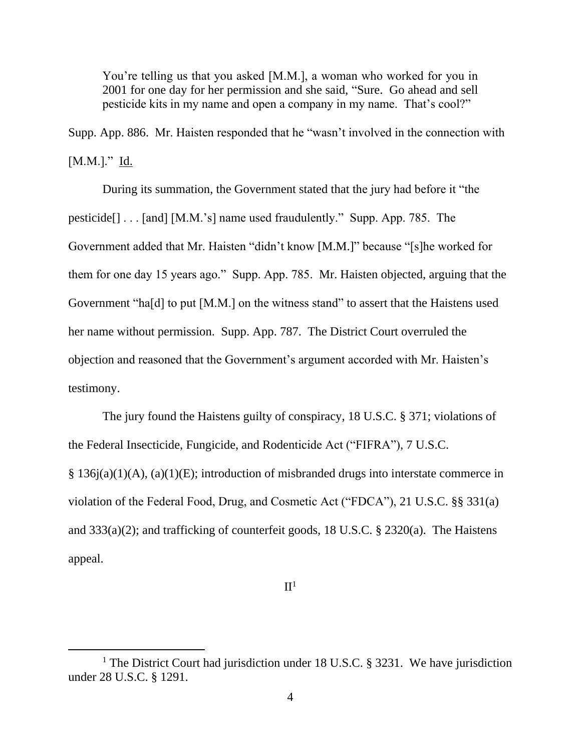> You're telling us that you asked [M.M.], a woman who worked for you in 2001 for one day for her permission and she said, "Sure. Go ahead and sell pesticide kits in my name and open a company in my name. That's cool?"

Supp. App. 886. Mr. Haisten responded that he "wasn't involved in the connection with [M.M.]." Id.

During its summation, the Government stated that the jury had before it "the pesticide[] . . . [and] [M.M.'s] name used fraudulently." Supp. App. 785. The Government added that Mr. Haisten "didn't know [M.M.]" because "[s]he worked for them for one day 15 years ago." Supp. App. 785. Mr. Haisten objected, arguing that the Government "ha[d] to put [M.M.] on the witness stand" to assert that the Haistens used her name without permission. Supp. App. 787. The District Court overruled the objection and reasoned that the Government's argument accorded with Mr. Haisten's testimony.

The jury found the Haistens guilty of conspiracy, 18 U.S.C. § 371; violations of the Federal Insecticide, Fungicide, and Rodenticide Act ("FIFRA"), 7 U.S.C. § 136j(a)(1)(A), (a)(1)(E); introduction of misbranded drugs into interstate commerce in violation of the Federal Food, Drug, and Cosmetic Act ("FDCA"), 21 U.S.C. §§ 331(a) and 333(a)(2); and trafficking of counterfeit goods, 18 U.S.C. § 2320(a). The Haistens appeal.

## II[1]

[1] The District Court had jurisdiction under 18 U.S.C. § 3231. We have jurisdiction under 28 U.S.C. § 1291.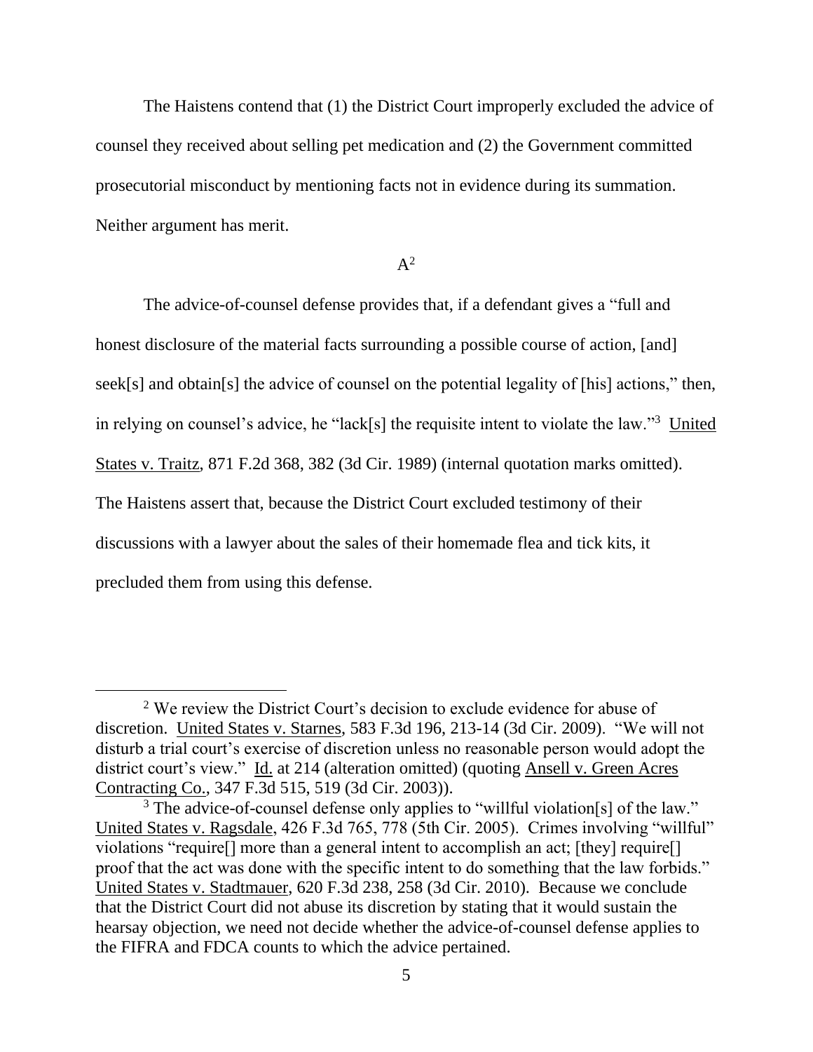The Haistens contend that (1) the District Court improperly excluded the advice of counsel they received about selling pet medication and (2) the Government committed prosecutorial misconduct by mentioning facts not in evidence during its summation. Neither argument has merit.

A[2]

The advice-of-counsel defense provides that, if a defendant gives a "full and honest disclosure of the material facts surrounding a possible course of action, [and] seek[s] and obtain[s] the advice of counsel on the potential legality of [his] actions," then, in relying on counsel's advice, he "lack[s] the requisite intent to violate the law."[3] United States v. Traitz, 871 F.2d 368, 382 (3d Cir. 1989) (internal quotation marks omitted). The Haistens assert that, because the District Court excluded testimony of their discussions with a lawyer about the sales of their homemade flea and tick kits, it precluded them from using this defense.

---

[2] We review the District Court's decision to exclude evidence for abuse of discretion. United States v. Starnes, 583 F.3d 196, 213-14 (3d Cir. 2009). "We will not disturb a trial court's exercise of discretion unless no reasonable person would adopt the district court's view." Id. at 214 (alteration omitted) (quoting Ansell v. Green Acres Contracting Co., 347 F.3d 515, 519 (3d Cir. 2003)).

[3] The advice-of-counsel defense only applies to "willful violation[s] of the law." United States v. Ragsdale, 426 F.3d 765, 778 (5th Cir. 2005). Crimes involving "willful" violations "require[] more than a general intent to accomplish an act; [they] require[] proof that the act was done with the specific intent to do something that the law forbids." United States v. Stadtmauer, 620 F.3d 238, 258 (3d Cir. 2010). Because we conclude that the District Court did not abuse its discretion by stating that it would sustain the hearsay objection, we need not decide whether the advice-of-counsel defense applies to the FIFRA and FDCA counts to which the advice pertained.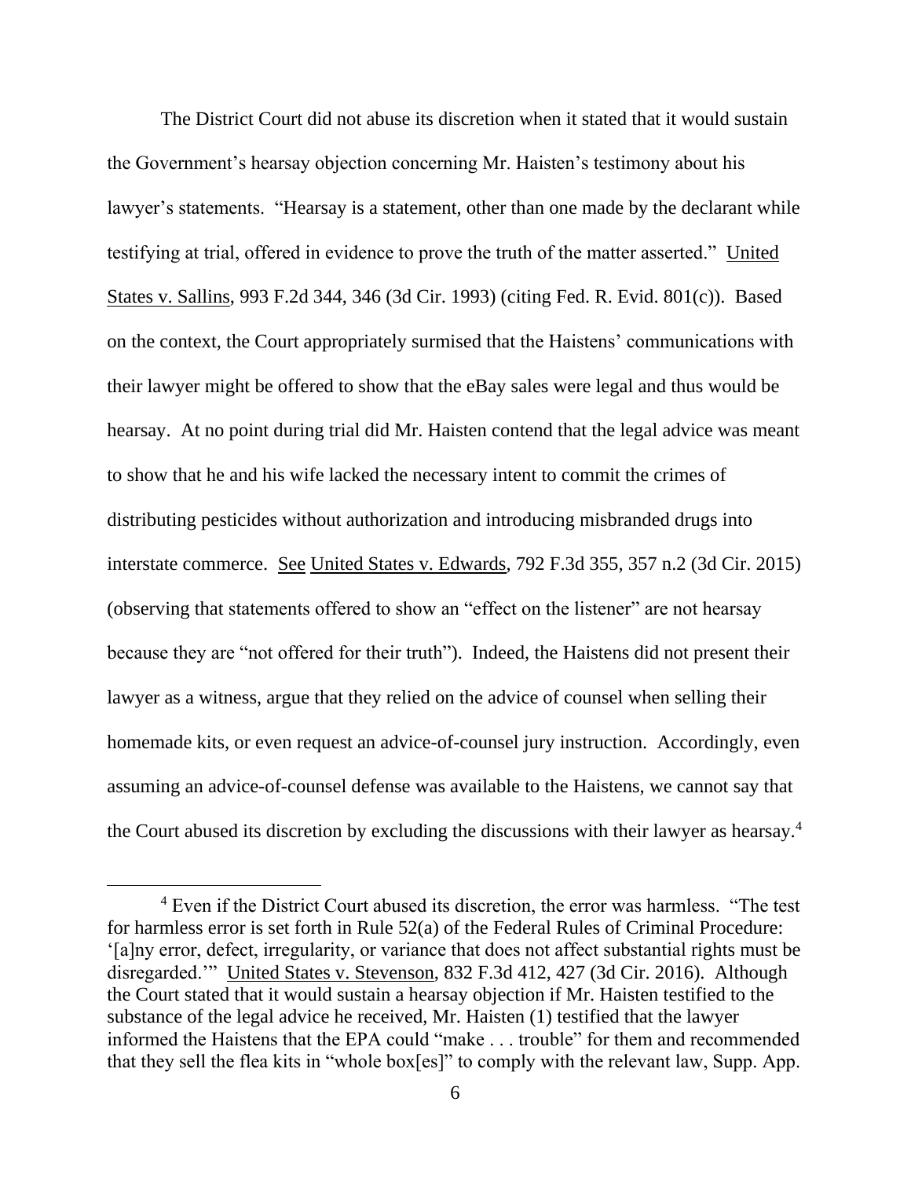The District Court did not abuse its discretion when it stated that it would sustain the Government's hearsay objection concerning Mr. Haisten's testimony about his lawyer's statements. "Hearsay is a statement, other than one made by the declarant while testifying at trial, offered in evidence to prove the truth of the matter asserted." United States v. Sallins, 993 F.2d 344, 346 (3d Cir. 1993) (citing Fed. R. Evid. 801(c)). Based on the context, the Court appropriately surmised that the Haistens' communications with their lawyer might be offered to show that the eBay sales were legal and thus would be hearsay. At no point during trial did Mr. Haisten contend that the legal advice was meant to show that he and his wife lacked the necessary intent to commit the crimes of distributing pesticides without authorization and introducing misbranded drugs into interstate commerce. See United States v. Edwards, 792 F.3d 355, 357 n.2 (3d Cir. 2015) (observing that statements offered to show an "effect on the listener" are not hearsay because they are "not offered for their truth"). Indeed, the Haistens did not present their lawyer as a witness, argue that they relied on the advice of counsel when selling their homemade kits, or even request an advice-of-counsel jury instruction. Accordingly, even assuming an advice-of-counsel defense was available to the Haistens, we cannot say that the Court abused its discretion by excluding the discussions with their lawyer as hearsay.[4]

[4] Even if the District Court abused its discretion, the error was harmless. "The test for harmless error is set forth in Rule 52(a) of the Federal Rules of Criminal Procedure: '[a]ny error, defect, irregularity, or variance that does not affect substantial rights must be disregarded.'" United States v. Stevenson, 832 F.3d 412, 427 (3d Cir. 2016). Although the Court stated that it would sustain a hearsay objection if Mr. Haisten testified to the substance of the legal advice he received, Mr. Haisten (1) testified that the lawyer informed the Haistens that the EPA could "make . . . trouble" for them and recommended that they sell the flea kits in "whole box[es]" to comply with the relevant law, Supp. App.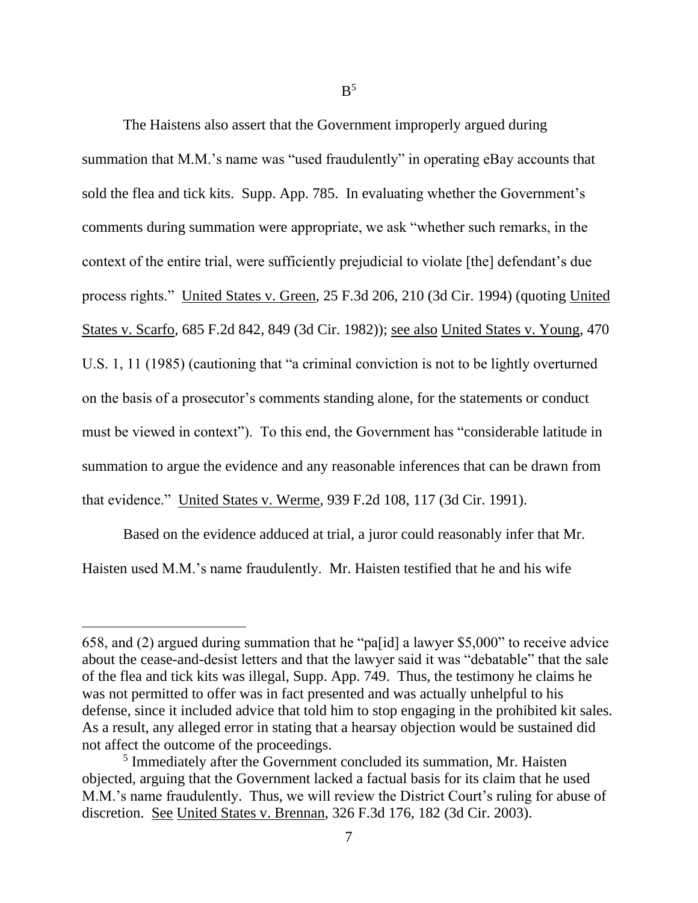B[5]

The Haistens also assert that the Government improperly argued during summation that M.M.'s name was "used fraudulently" in operating eBay accounts that sold the flea and tick kits. Supp. App. 785. In evaluating whether the Government's comments during summation were appropriate, we ask "whether such remarks, in the context of the entire trial, were sufficiently prejudicial to violate [the] defendant's due process rights." United States v. Green, 25 F.3d 206, 210 (3d Cir. 1994) (quoting United States v. Scarfo, 685 F.2d 842, 849 (3d Cir. 1982)); see also United States v. Young, 470 U.S. 1, 11 (1985) (cautioning that "a criminal conviction is not to be lightly overturned on the basis of a prosecutor's comments standing alone, for the statements or conduct must be viewed in context"). To this end, the Government has "considerable latitude in summation to argue the evidence and any reasonable inferences that can be drawn from that evidence." United States v. Werme, 939 F.2d 108, 117 (3d Cir. 1991).

Based on the evidence adduced at trial, a juror could reasonably infer that Mr. Haisten used M.M.'s name fraudulently. Mr. Haisten testified that he and his wife

---

658, and (2) argued during summation that he "pa[id] a lawyer $5,000" to receive advice about the cease-and-desist letters and that the lawyer said it was "debatable" that the sale of the flea and tick kits was illegal, Supp. App. 749. Thus, the testimony he claims he was not permitted to offer was in fact presented and was actually unhelpful to his defense, since it included advice that told him to stop engaging in the prohibited kit sales. As a result, any alleged error in stating that a hearsay objection would be sustained did not affect the outcome of the proceedings.

[5] Immediately after the Government concluded its summation, Mr. Haisten objected, arguing that the Government lacked a factual basis for its claim that he used M.M.'s name fraudulently. Thus, we will review the District Court's ruling for abuse of discretion. See United States v. Brennan, 326 F.3d 176, 182 (3d Cir. 2003).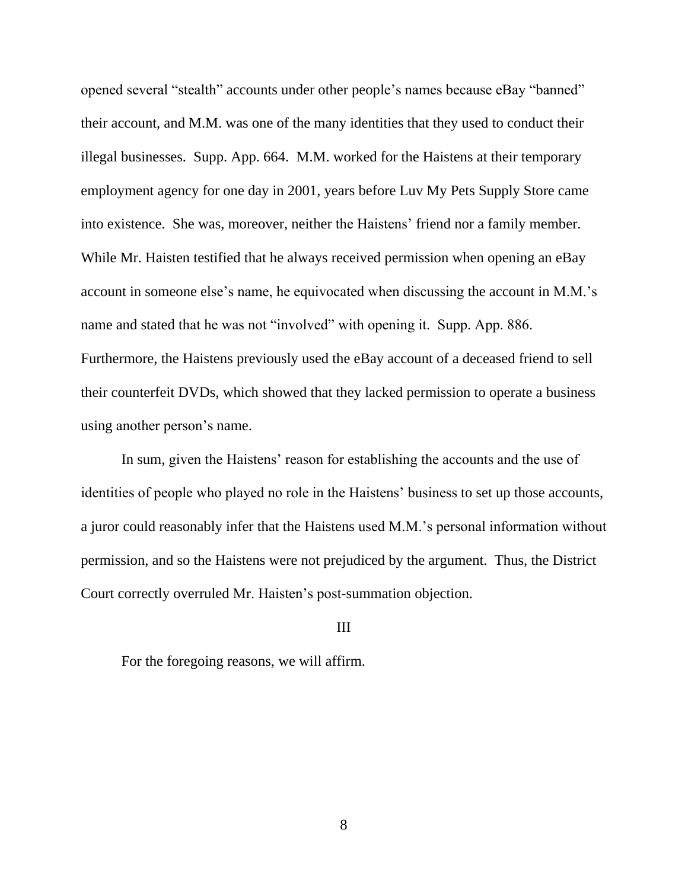opened several "stealth" accounts under other people's names because eBay "banned" their account, and M.M. was one of the many identities that they used to conduct their illegal businesses. Supp. App. 664. M.M. worked for the Haistens at their temporary employment agency for one day in 2001, years before Luv My Pets Supply Store came into existence. She was, moreover, neither the Haistens' friend nor a family member. While Mr. Haisten testified that he always received permission when opening an eBay account in someone else's name, he equivocated when discussing the account in M.M.'s name and stated that he was not "involved" with opening it. Supp. App. 886. Furthermore, the Haistens previously used the eBay account of a deceased friend to sell their counterfeit DVDs, which showed that they lacked permission to operate a business using another person's name.

In sum, given the Haistens' reason for establishing the accounts and the use of identities of people who played no role in the Haistens' business to set up those accounts, a juror could reasonably infer that the Haistens used M.M.'s personal information without permission, and so the Haistens were not prejudiced by the argument. Thus, the District Court correctly overruled Mr. Haisten's post-summation objection.

III

For the foregoing reasons, we will affirm.